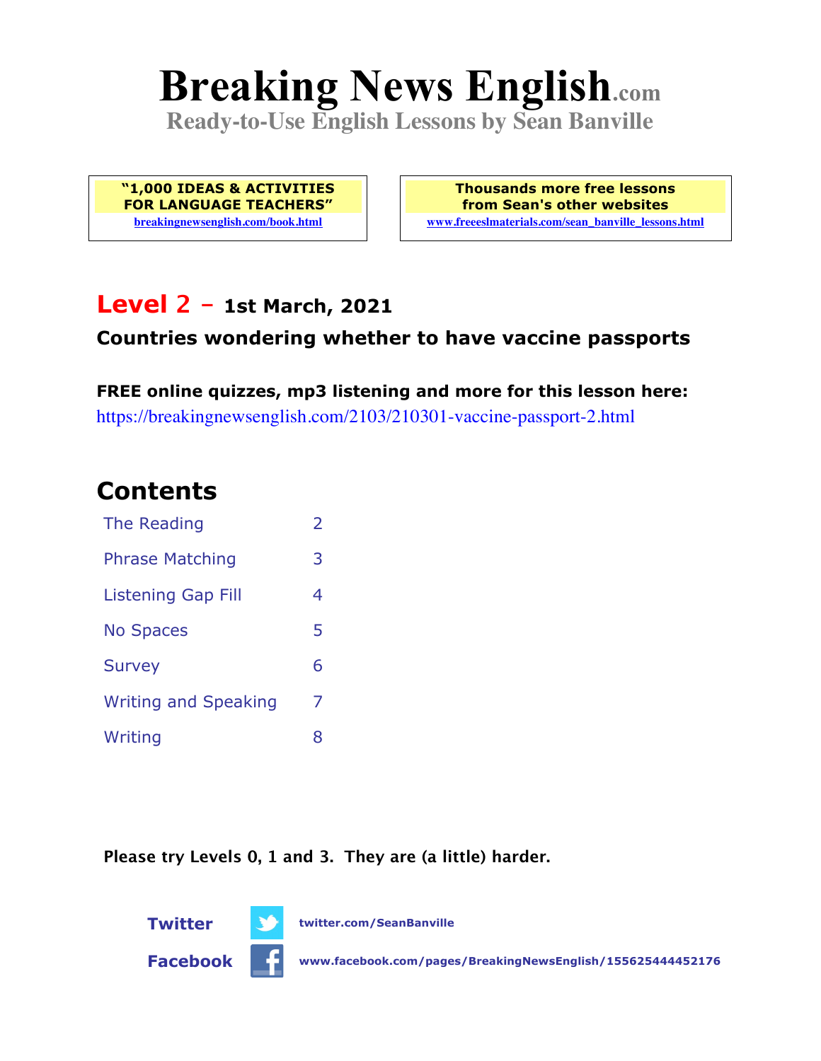# Breaking News English.com

**Ready-to-Use English Lessons by Sean Banville**

**"1,000 IDEAS & ACTIVITIES FOR LANGUAGE TEACHERS"**
breakingnewsenglish.com/book.html

**Thousands more free lessons from Sean's other websites**
www.freeeslmaterials.com/sean_banville_lessons.html

## Level 2 – 1st March, 2021

### Countries wondering whether to have vaccine passports

**FREE online quizzes, mp3 listening and more for this lesson here:**
https://breakingnewsenglish.com/2103/210301-vaccine-passport-2.html

## Contents

| | |
|---|---|
| The Reading | 2 |
| Phrase Matching | 3 |
| Listening Gap Fill | 4 |
| No Spaces | 5 |
| Survey | 6 |
| Writing and Speaking | 7 |
| Writing | 8 |

**Please try Levels 0, 1 and 3. They are (a little) harder.**

**Twitter** twitter.com/SeanBanville

**Facebook** www.facebook.com/pages/BreakingNewsEnglish/155625444452176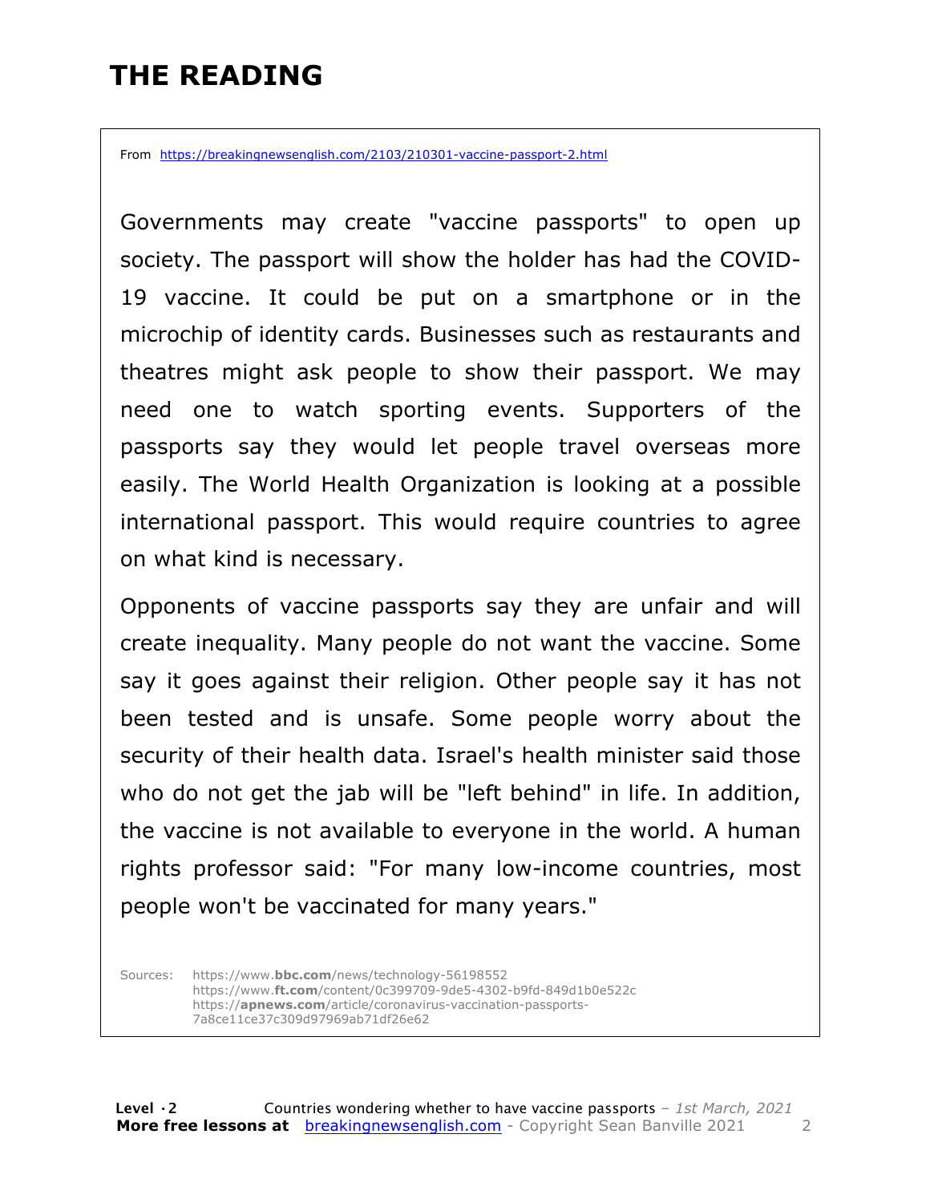# THE READING

From https://breakingnewsenglish.com/2103/210301-vaccine-passport-2.html

Governments may create "vaccine passports" to open up society. The passport will show the holder has had the COVID-19 vaccine. It could be put on a smartphone or in the microchip of identity cards. Businesses such as restaurants and theatres might ask people to show their passport. We may need one to watch sporting events. Supporters of the passports say they would let people travel overseas more easily. The World Health Organization is looking at a possible international passport. This would require countries to agree on what kind is necessary.

Opponents of vaccine passports say they are unfair and will create inequality. Many people do not want the vaccine. Some say it goes against their religion. Other people say it has not been tested and is unsafe. Some people worry about the security of their health data. Israel's health minister said those who do not get the jab will be "left behind" in life. In addition, the vaccine is not available to everyone in the world. A human rights professor said: "For many low-income countries, most people won't be vaccinated for many years."

Sources: https://www.bbc.com/news/technology-56198552
https://www.ft.com/content/0c399709-9de5-4302-b9fd-849d1b0e522c
https://apnews.com/article/coronavirus-vaccination-passports-7a8ce11ce37c309d97969ab71df26e62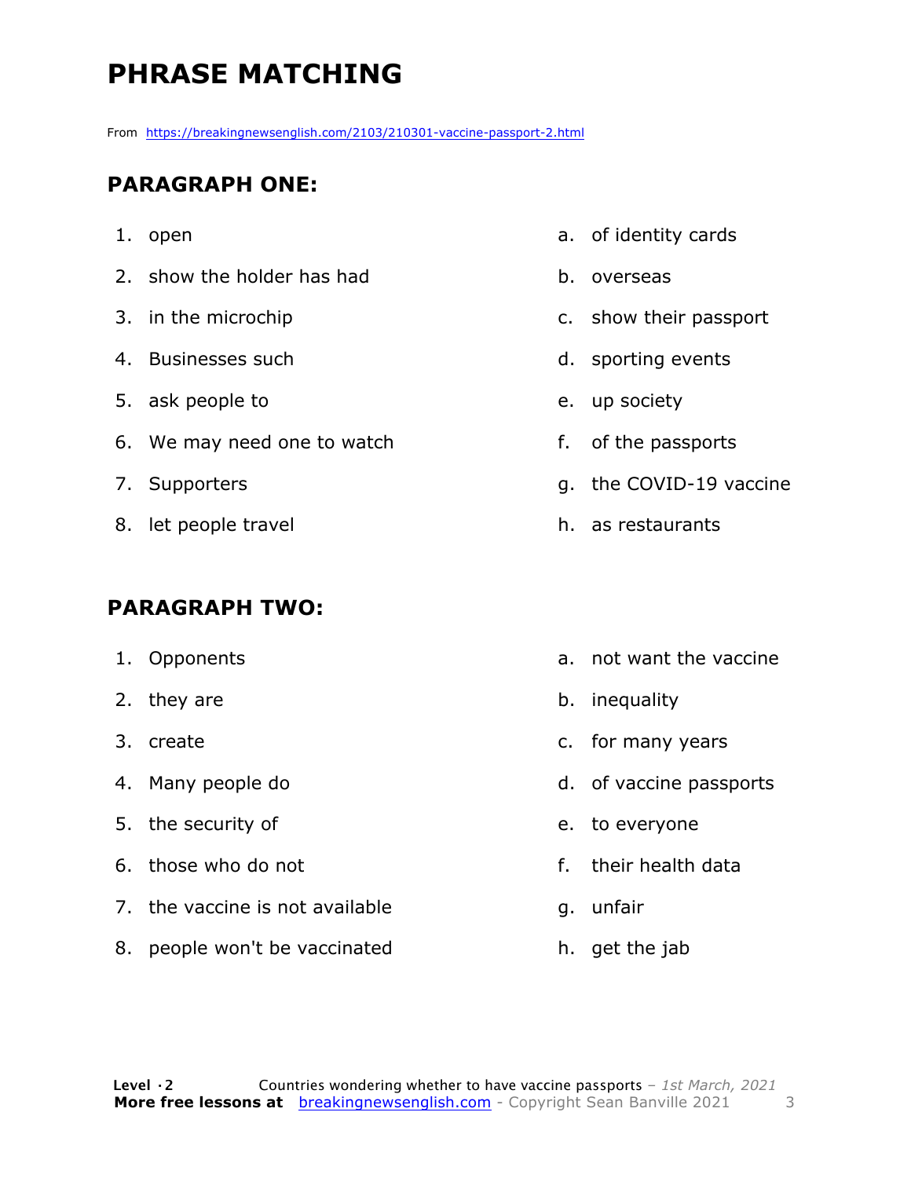# PHRASE MATCHING

From https://breakingnewsenglish.com/2103/210301-vaccine-passport-2.html

## PARAGRAPH ONE:

| | |
|---|---|
| 1. open | a. of identity cards |
| 2. show the holder has had | b. overseas |
| 3. in the microchip | c. show their passport |
| 4. Businesses such | d. sporting events |
| 5. ask people to | e. up society |
| 6. We may need one to watch | f. of the passports |
| 7. Supporters | g. the COVID-19 vaccine |
| 8. let people travel | h. as restaurants |

## PARAGRAPH TWO:

| | |
|---|---|
| 1. Opponents | a. not want the vaccine |
| 2. they are | b. inequality |
| 3. create | c. for many years |
| 4. Many people do | d. of vaccine passports |
| 5. the security of | e. to everyone |
| 6. those who do not | f. their health data |
| 7. the vaccine is not available | g. unfair |
| 8. people won't be vaccinated | h. get the jab |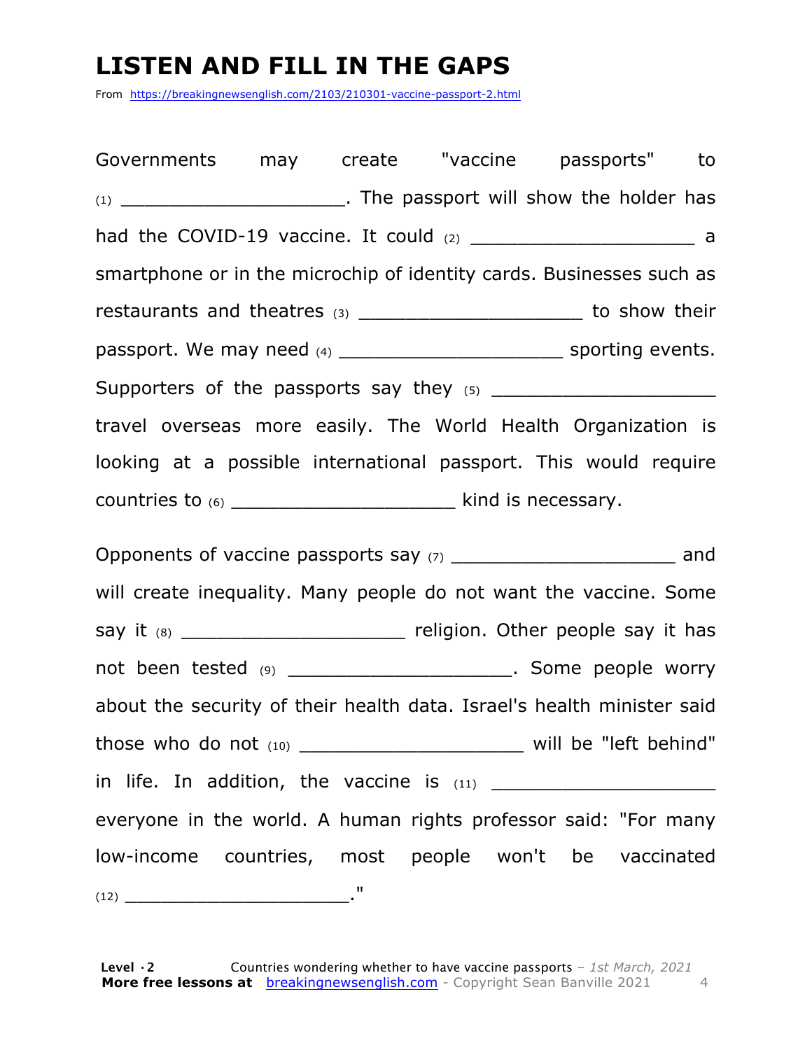# LISTEN AND FILL IN THE GAPS

From https://breakingnewsenglish.com/2103/210301-vaccine-passport-2.html

Governments may create "vaccine passports" to (1) ____________________. The passport will show the holder has had the COVID-19 vaccine. It could (2) ____________________ a smartphone or in the microchip of identity cards. Businesses such as restaurants and theatres (3) ____________________ to show their passport. We may need (4) ____________________ sporting events. Supporters of the passports say they (5) ____________________ travel overseas more easily. The World Health Organization is looking at a possible international passport. This would require countries to (6) ____________________ kind is necessary.

Opponents of vaccine passports say (7) ____________________ and will create inequality. Many people do not want the vaccine. Some say it (8) ____________________ religion. Other people say it has not been tested (9) ____________________. Some people worry about the security of their health data. Israel's health minister said those who do not (10) ____________________ will be "left behind" in life. In addition, the vaccine is (11) ____________________ everyone in the world. A human rights professor said: "For many low-income countries, most people won't be vaccinated (12) ________________________."

**Level · 2** Countries wondering whether to have vaccine passports – *1st March, 2021*
**More free lessons at** breakingnewsenglish.com - Copyright Sean Banville 2021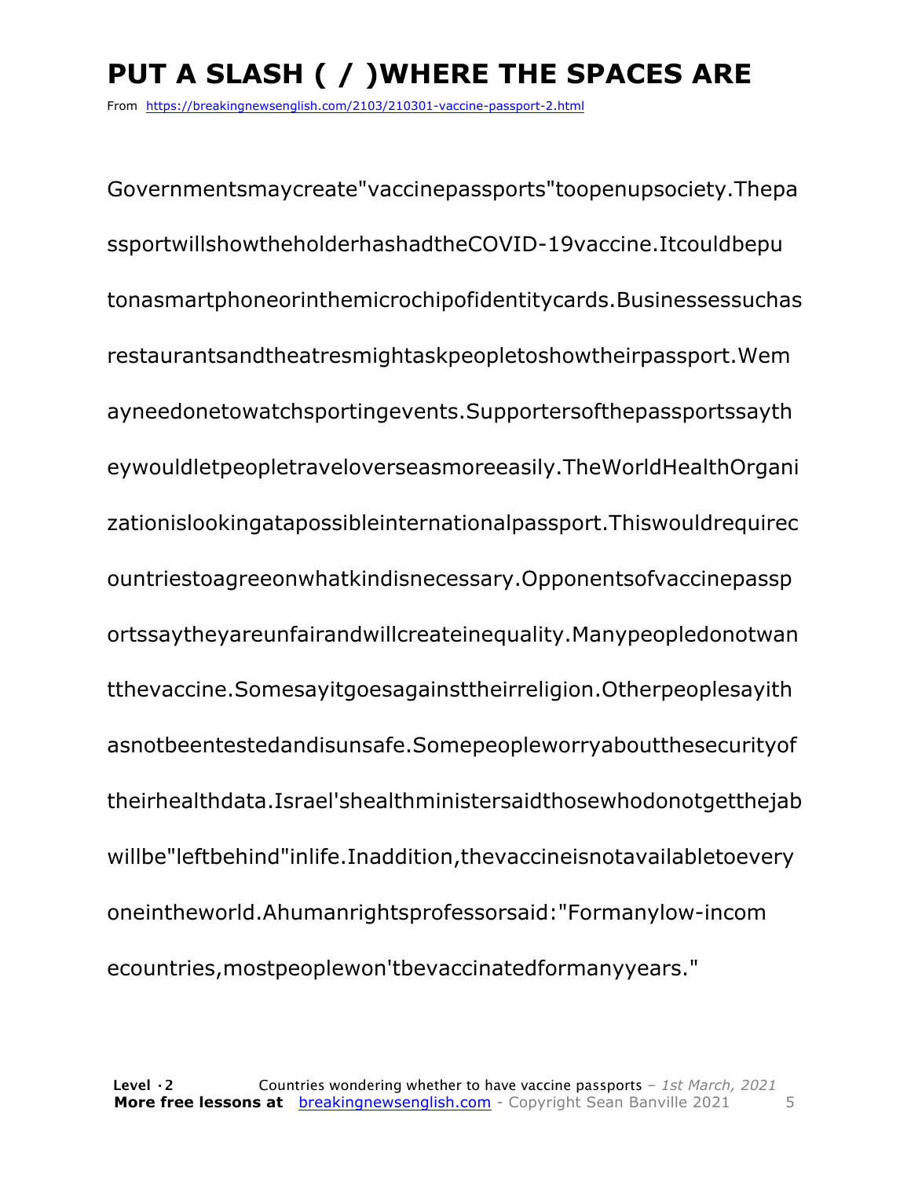# PUT A SLASH ( / )WHERE THE SPACES ARE

From https://breakingnewsenglish.com/2103/210301-vaccine-passport-2.html

Governmentsmaycreate"vaccinepassports"toopenupsociety.Thepa

ssportwillshowtheholderhashadtheCOVID-19vaccine.Itcouldbepu

tonasmartphoneorinthemicrochipofidentitycards.Businessessuchas

restaurantsandtheatresmightaskpeopletoshowtheirpassport.Wem

ayneedonetowatchsportingevents.Supportersofthepassportssayth

eywouldletpeopletraveloverseasmoreeasily.TheWorldHealthOrgani

zationislookingatapossibleinternationalpassport.Thiswouldrequirec

ountriestoagreeonwhatkindisnecessary.Opponentsofvaccinepassp

ortssaytheyareunfairandwillcreateinequality.Manypeopledonotwan

tthevaccine.Somesayitgoesagainsttheirreligion.Otherpeoplesayith

asnotbeentestedandisunsafe.Somepeopleworryaboutthesecurityof

theirhealthdata.Israel'shealthministersaidthosewhodonotgetthejab

willbe"leftbehind"inlife.Inaddition,thevaccineisnotavailabletoevery

oneintheworld.Ahumanrightsprofessorsaid:"Formanylow-incom

ecountries,mostpeoplewon'tbevaccinatedformanyyears."

**Level ·2** Countries wondering whether to have vaccine passports – *1st March, 2021*
**More free lessons at** breakingnewsenglish.com - Copyright Sean Banville 2021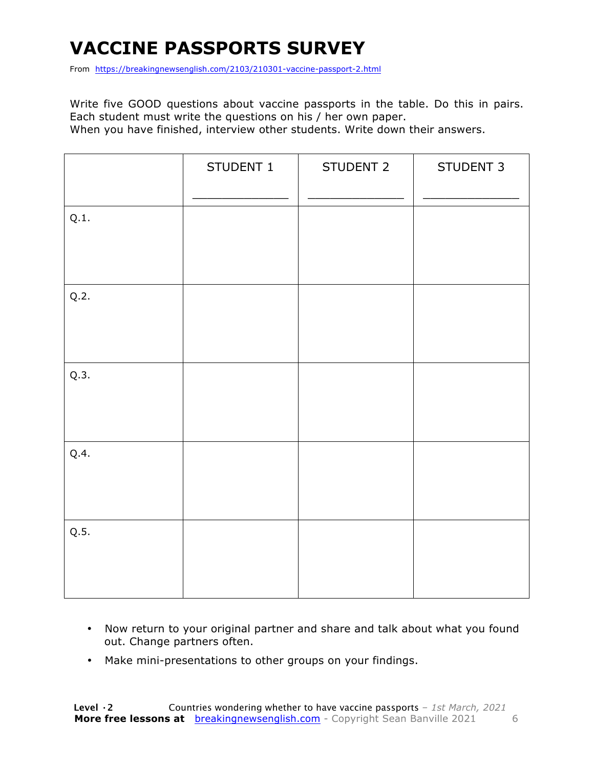# VACCINE PASSPORTS SURVEY

From https://breakingnewsenglish.com/2103/210301-vaccine-passport-2.html

Write five GOOD questions about vaccine passports in the table. Do this in pairs. Each student must write the questions on his / her own paper.
When you have finished, interview other students. Write down their answers.

| | STUDENT 1<br>_____________ | STUDENT 2<br>_____________ | STUDENT 3<br>_____________ |
|---|---|---|---|
| Q.1. | | | |
| Q.2. | | | |
| Q.3. | | | |
| Q.4. | | | |
| Q.5. | | | |

- Now return to your original partner and share and talk about what you found out. Change partners often.
- Make mini-presentations to other groups on your findings.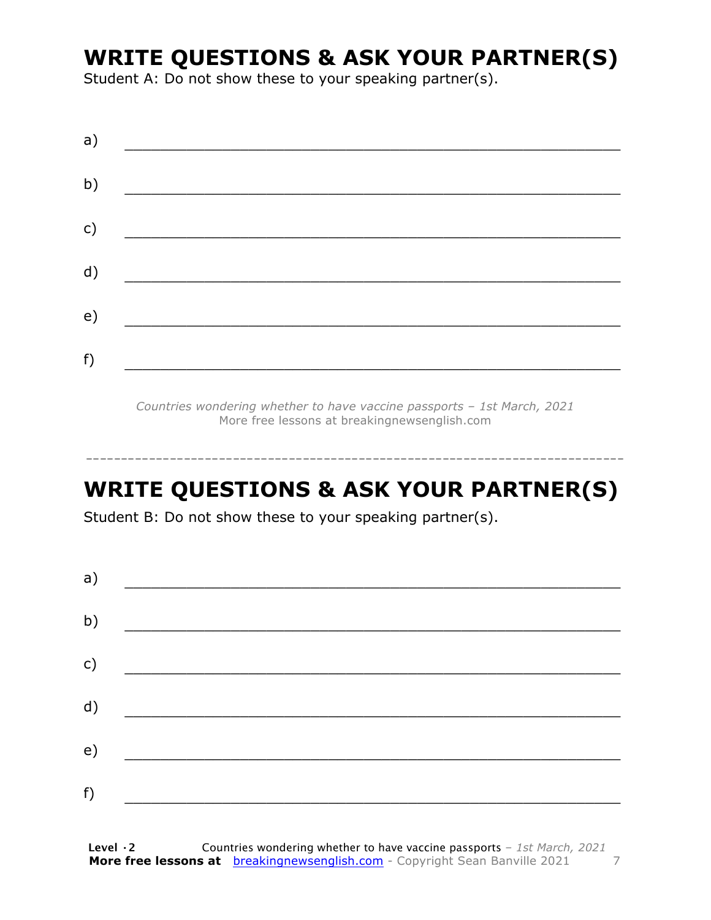# WRITE QUESTIONS & ASK YOUR PARTNER(S)

Student A: Do not show these to your speaking partner(s).

a) ___________________________________________________________

b) ___________________________________________________________

c) ___________________________________________________________

d) ___________________________________________________________

e) ___________________________________________________________

f) ___________________________________________________________

*Countries wondering whether to have vaccine passports – 1st March, 2021*
More free lessons at breakingnewsenglish.com

---

# WRITE QUESTIONS & ASK YOUR PARTNER(S)

Student B: Do not show these to your speaking partner(s).

a) ___________________________________________________________

b) ___________________________________________________________

c) ___________________________________________________________

d) ___________________________________________________________

e) ___________________________________________________________

f) ___________________________________________________________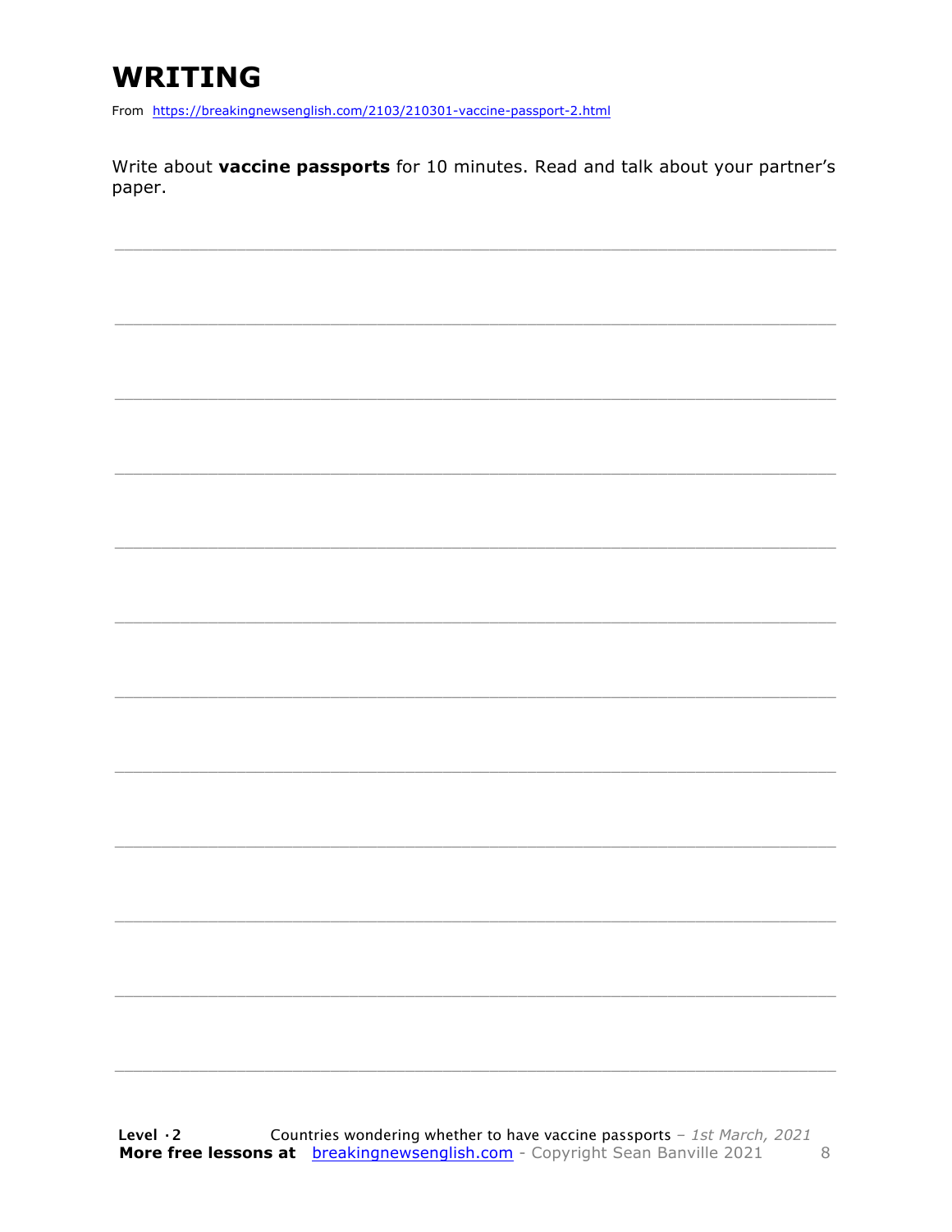# WRITING

From https://breakingnewsenglish.com/2103/210301-vaccine-passport-2.html

Write about **vaccine passports** for 10 minutes. Read and talk about your partner's paper.